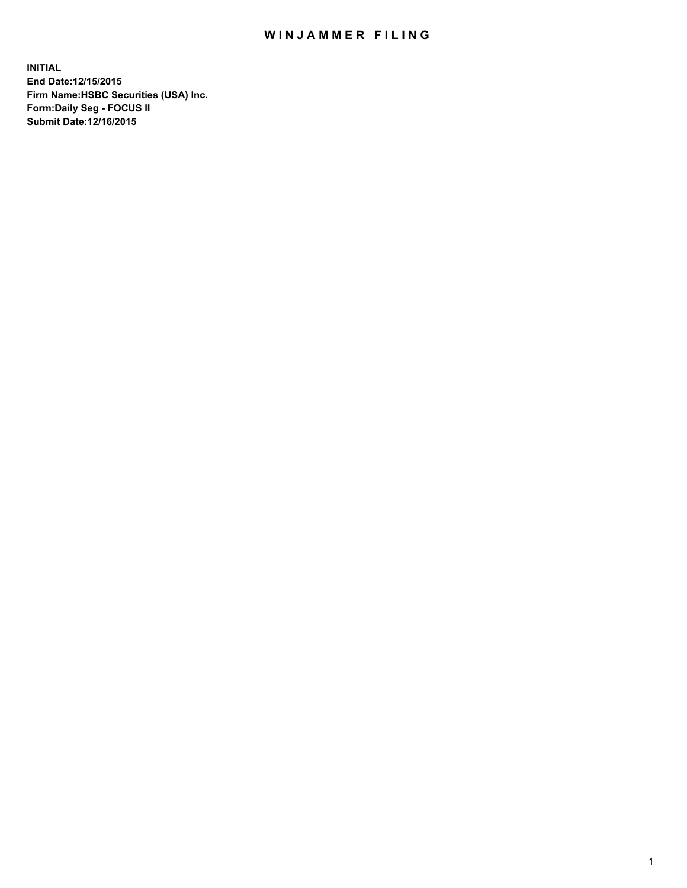# WINJAMMER FILING

**INITIAL**
**End Date:12/15/2015**
**Firm Name:HSBC Securities (USA) Inc.**
**Form:Daily Seg - FOCUS II**
**Submit Date:12/16/2015**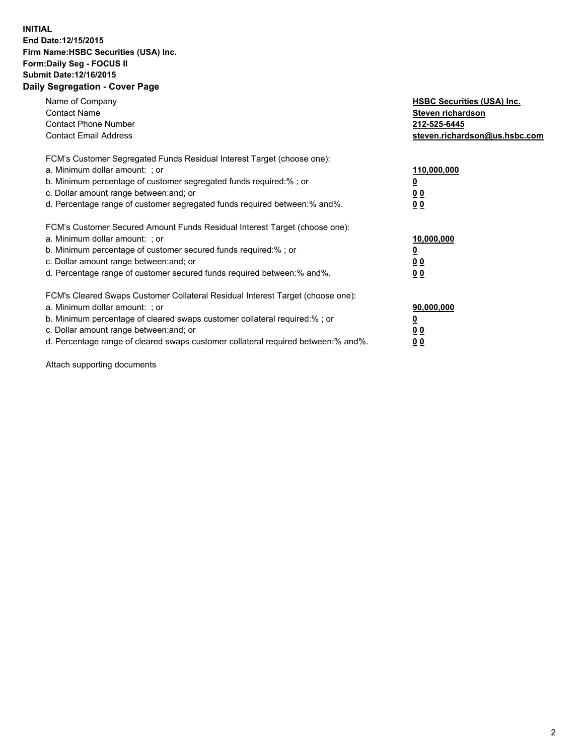**INITIAL**
**End Date:12/15/2015**
**Firm Name:HSBC Securities (USA) Inc.**
**Form:Daily Seg - FOCUS II**
**Submit Date:12/16/2015**

## Daily Segregation - Cover Page

| | |
|---|---|
| Name of Company | **HSBC Securities (USA) Inc.** |
| Contact Name | **Steven richardson** |
| Contact Phone Number | **212-525-6445** |
| Contact Email Address | **steven.richardson@us.hsbc.com** |

| | |
|---|---|
| FCM's Customer Segregated Funds Residual Interest Target (choose one): | |
| a. Minimum dollar amount: ; or | **110,000,000** |
| b. Minimum percentage of customer segregated funds required:% ; or | **0** |
| c. Dollar amount range between:and; or | **0 0** |
| d. Percentage range of customer segregated funds required between:% and%. | **0 0** |

| | |
|---|---|
| FCM's Customer Secured Amount Funds Residual Interest Target (choose one): | |
| a. Minimum dollar amount: ; or | **10,000,000** |
| b. Minimum percentage of customer secured funds required:% ; or | **0** |
| c. Dollar amount range between:and; or | **0 0** |
| d. Percentage range of customer secured funds required between:% and%. | **0 0** |

| | |
|---|---|
| FCM's Cleared Swaps Customer Collateral Residual Interest Target (choose one): | |
| a. Minimum dollar amount: ; or | **90,000,000** |
| b. Minimum percentage of cleared swaps customer collateral required:% ; or | **0** |
| c. Dollar amount range between:and; or | **0 0** |
| d. Percentage range of cleared swaps customer collateral required between:% and%. | **0 0** |

Attach supporting documents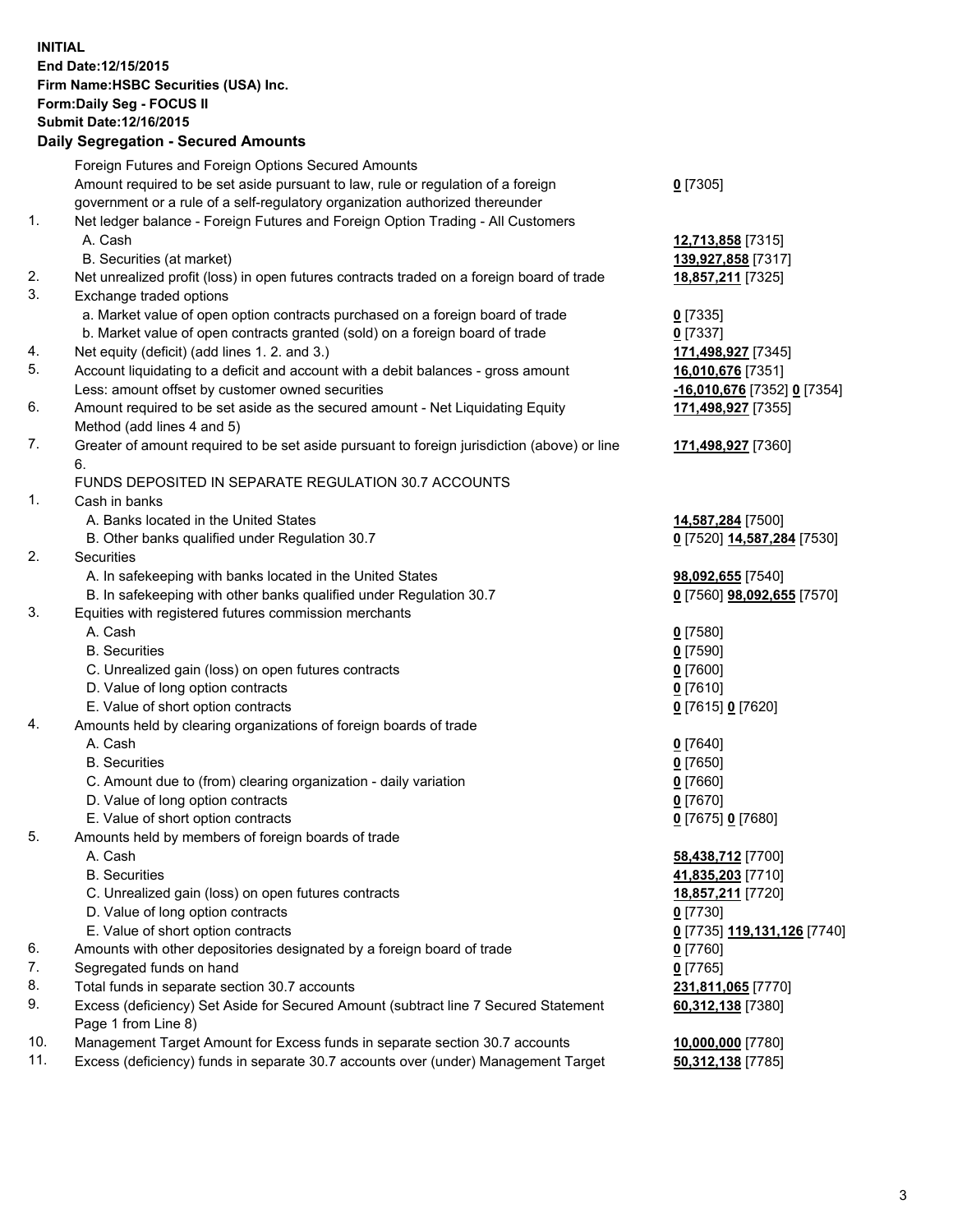**INITIAL**
**End Date:12/15/2015**
**Firm Name:HSBC Securities (USA) Inc.**
**Form:Daily Seg - FOCUS II**
**Submit Date:12/16/2015**

**Daily Segregation - Secured Amounts**

| | | |
|---|---|---|
| | Foreign Futures and Foreign Options Secured Amounts | |
| | Amount required to be set aside pursuant to law, rule or regulation of a foreign government or a rule of a self-regulatory organization authorized thereunder | **0** [7305] |
| 1. | Net ledger balance - Foreign Futures and Foreign Option Trading - All Customers | |
| | A. Cash | **12,713,858** [7315] |
| | B. Securities (at market) | **139,927,858** [7317] |
| 2. | Net unrealized profit (loss) in open futures contracts traded on a foreign board of trade | **18,857,211** [7325] |
| 3. | Exchange traded options | |
| | a. Market value of open option contracts purchased on a foreign board of trade | **0** [7335] |
| | b. Market value of open contracts granted (sold) on a foreign board of trade | **0** [7337] |
| 4. | Net equity (deficit) (add lines 1. 2. and 3.) | **171,498,927** [7345] |
| 5. | Account liquidating to a deficit and account with a debit balances - gross amount | **16,010,676** [7351] |
| | Less: amount offset by customer owned securities | **-16,010,676** [7352] **0** [7354] |
| 6. | Amount required to be set aside as the secured amount - Net Liquidating Equity Method (add lines 4 and 5) | **171,498,927** [7355] |
| 7. | Greater of amount required to be set aside pursuant to foreign jurisdiction (above) or line 6. | **171,498,927** [7360] |
| | FUNDS DEPOSITED IN SEPARATE REGULATION 30.7 ACCOUNTS | |
| 1. | Cash in banks | |
| | A. Banks located in the United States | **14,587,284** [7500] |
| | B. Other banks qualified under Regulation 30.7 | **0** [7520] **14,587,284** [7530] |
| 2. | Securities | |
| | A. In safekeeping with banks located in the United States | **98,092,655** [7540] |
| | B. In safekeeping with other banks qualified under Regulation 30.7 | **0** [7560] **98,092,655** [7570] |
| 3. | Equities with registered futures commission merchants | |
| | A. Cash | **0** [7580] |
| | B. Securities | **0** [7590] |
| | C. Unrealized gain (loss) on open futures contracts | **0** [7600] |
| | D. Value of long option contracts | **0** [7610] |
| | E. Value of short option contracts | **0** [7615] **0** [7620] |
| 4. | Amounts held by clearing organizations of foreign boards of trade | |
| | A. Cash | **0** [7640] |
| | B. Securities | **0** [7650] |
| | C. Amount due to (from) clearing organization - daily variation | **0** [7660] |
| | D. Value of long option contracts | **0** [7670] |
| | E. Value of short option contracts | **0** [7675] **0** [7680] |
| 5. | Amounts held by members of foreign boards of trade | |
| | A. Cash | **58,438,712** [7700] |
| | B. Securities | **41,835,203** [7710] |
| | C. Unrealized gain (loss) on open futures contracts | **18,857,211** [7720] |
| | D. Value of long option contracts | **0** [7730] |
| | E. Value of short option contracts | **0** [7735] **119,131,126** [7740] |
| 6. | Amounts with other depositories designated by a foreign board of trade | **0** [7760] |
| 7. | Segregated funds on hand | **0** [7765] |
| 8. | Total funds in separate section 30.7 accounts | **231,811,065** [7770] |
| 9. | Excess (deficiency) Set Aside for Secured Amount (subtract line 7 Secured Statement Page 1 from Line 8) | **60,312,138** [7380] |
| 10. | Management Target Amount for Excess funds in separate section 30.7 accounts | **10,000,000** [7780] |
| 11. | Excess (deficiency) funds in separate 30.7 accounts over (under) Management Target | **50,312,138** [7785] |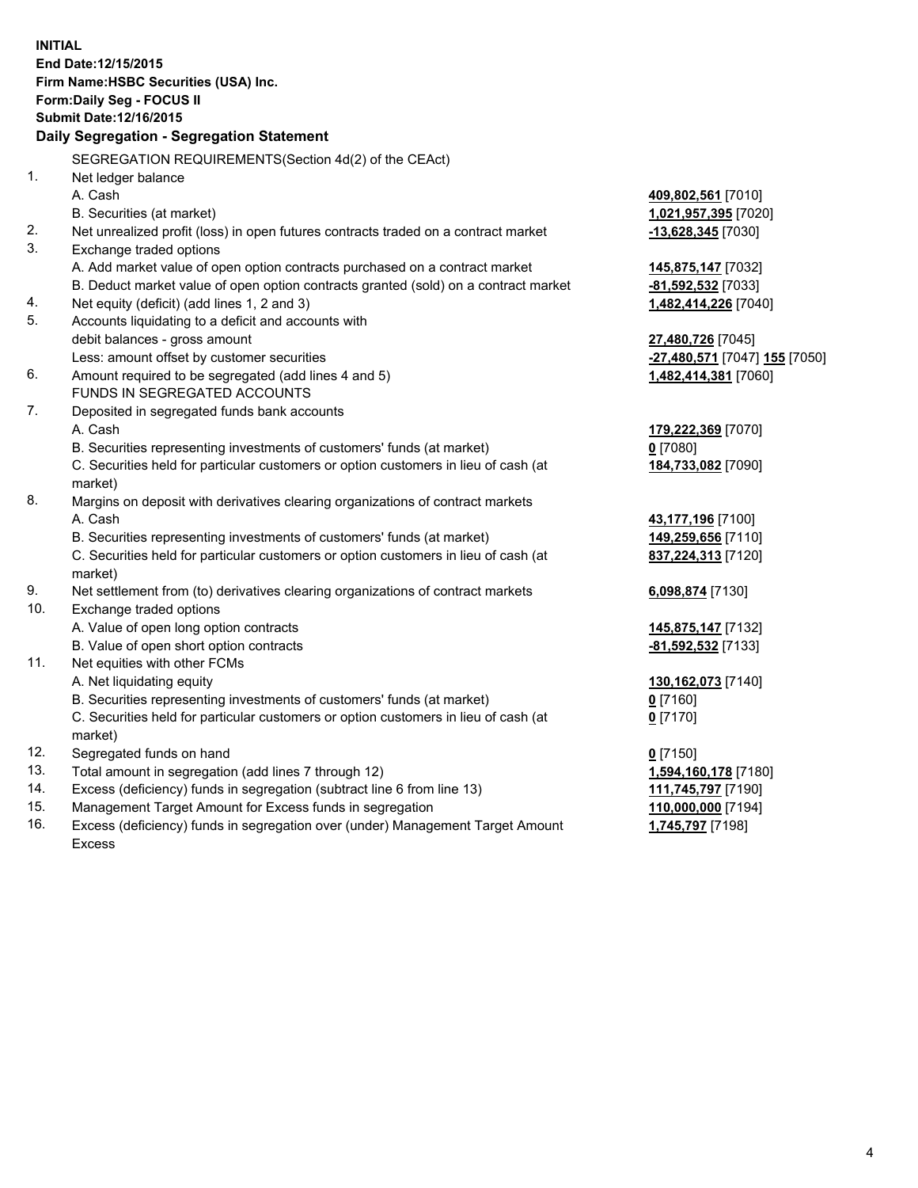**INITIAL**
**End Date:12/15/2015**
**Firm Name:HSBC Securities (USA) Inc.**
**Form:Daily Seg - FOCUS II**
**Submit Date:12/16/2015**

**Daily Segregation - Segregation Statement**

SEGREGATION REQUIREMENTS(Section 4d(2) of the CEAct)

| | | |
|---|---|---|
| 1. | Net ledger balance | |
| | A. Cash | **409,802,561** [7010] |
| | B. Securities (at market) | **1,021,957,395** [7020] |
| 2. | Net unrealized profit (loss) in open futures contracts traded on a contract market | **-13,628,345** [7030] |
| 3. | Exchange traded options | |
| | A. Add market value of open option contracts purchased on a contract market | **145,875,147** [7032] |
| | B. Deduct market value of open option contracts granted (sold) on a contract market | **-81,592,532** [7033] |
| 4. | Net equity (deficit) (add lines 1, 2 and 3) | **1,482,414,226** [7040] |
| 5. | Accounts liquidating to a deficit and accounts with | |
| | debit balances - gross amount | **27,480,726** [7045] |
| | Less: amount offset by customer securities | **-27,480,571** [7047] **155** [7050] |
| 6. | Amount required to be segregated (add lines 4 and 5) | **1,482,414,381** [7060] |
| | FUNDS IN SEGREGATED ACCOUNTS | |
| 7. | Deposited in segregated funds bank accounts | |
| | A. Cash | **179,222,369** [7070] |
| | B. Securities representing investments of customers' funds (at market) | **0** [7080] |
| | C. Securities held for particular customers or option customers in lieu of cash (at market) | **184,733,082** [7090] |
| 8. | Margins on deposit with derivatives clearing organizations of contract markets | |
| | A. Cash | **43,177,196** [7100] |
| | B. Securities representing investments of customers' funds (at market) | **149,259,656** [7110] |
| | C. Securities held for particular customers or option customers in lieu of cash (at market) | **837,224,313** [7120] |
| 9. | Net settlement from (to) derivatives clearing organizations of contract markets | **6,098,874** [7130] |
| 10. | Exchange traded options | |
| | A. Value of open long option contracts | **145,875,147** [7132] |
| | B. Value of open short option contracts | **-81,592,532** [7133] |
| 11. | Net equities with other FCMs | |
| | A. Net liquidating equity | **130,162,073** [7140] |
| | B. Securities representing investments of customers' funds (at market) | **0** [7160] |
| | C. Securities held for particular customers or option customers in lieu of cash (at market) | **0** [7170] |
| 12. | Segregated funds on hand | **0** [7150] |
| 13. | Total amount in segregation (add lines 7 through 12) | **1,594,160,178** [7180] |
| 14. | Excess (deficiency) funds in segregation (subtract line 6 from line 13) | **111,745,797** [7190] |
| 15. | Management Target Amount for Excess funds in segregation | **110,000,000** [7194] |
| 16. | Excess (deficiency) funds in segregation over (under) Management Target Amount Excess | **1,745,797** [7198] |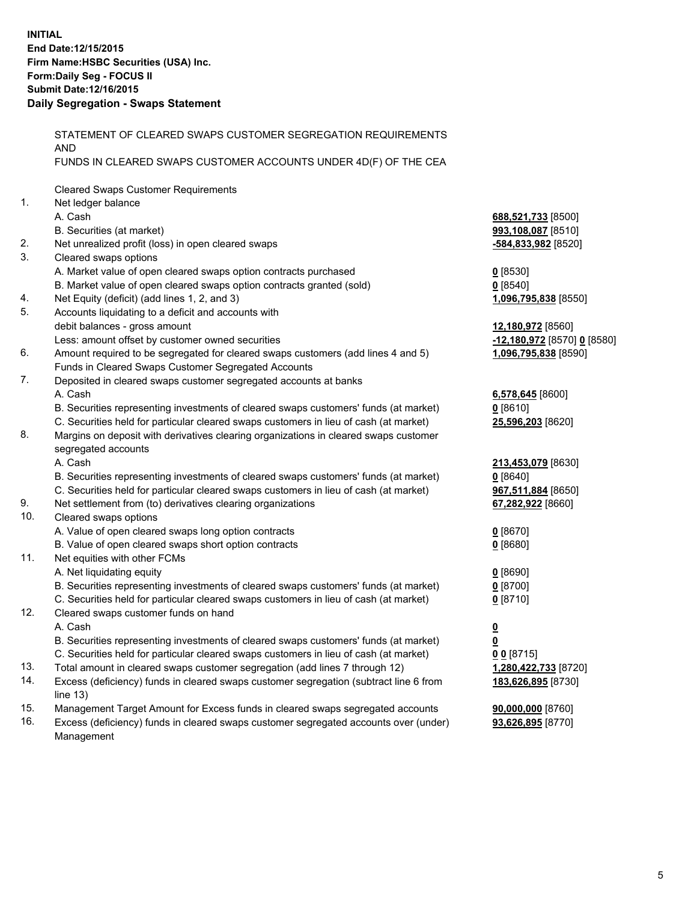**INITIAL**
**End Date:12/15/2015**
**Firm Name:HSBC Securities (USA) Inc.**
**Form:Daily Seg - FOCUS II**
**Submit Date:12/16/2015**
**Daily Segregation - Swaps Statement**

STATEMENT OF CLEARED SWAPS CUSTOMER SEGREGATION REQUIREMENTS AND FUNDS IN CLEARED SWAPS CUSTOMER ACCOUNTS UNDER 4D(F) OF THE CEA

| | | |
|---|---|---|
| | Cleared Swaps Customer Requirements | |
| 1. | Net ledger balance | |
| | A. Cash | 688,521,733 [8500] |
| | B. Securities (at market) | 993,108,087 [8510] |
| 2. | Net unrealized profit (loss) in open cleared swaps | -584,833,982 [8520] |
| 3. | Cleared swaps options | |
| | A. Market value of open cleared swaps option contracts purchased | 0 [8530] |
| | B. Market value of open cleared swaps option contracts granted (sold) | 0 [8540] |
| 4. | Net Equity (deficit) (add lines 1, 2, and 3) | 1,096,795,838 [8550] |
| 5. | Accounts liquidating to a deficit and accounts with debit balances - gross amount | 12,180,972 [8560] |
| | Less: amount offset by customer owned securities | -12,180,972 [8570] 0 [8580] |
| 6. | Amount required to be segregated for cleared swaps customers (add lines 4 and 5) | 1,096,795,838 [8590] |
| | Funds in Cleared Swaps Customer Segregated Accounts | |
| 7. | Deposited in cleared swaps customer segregated accounts at banks | |
| | A. Cash | 6,578,645 [8600] |
| | B. Securities representing investments of cleared swaps customers' funds (at market) | 0 [8610] |
| | C. Securities held for particular cleared swaps customers in lieu of cash (at market) | 25,596,203 [8620] |
| 8. | Margins on deposit with derivatives clearing organizations in cleared swaps customer segregated accounts | |
| | A. Cash | 213,453,079 [8630] |
| | B. Securities representing investments of cleared swaps customers' funds (at market) | 0 [8640] |
| | C. Securities held for particular cleared swaps customers in lieu of cash (at market) | 967,511,884 [8650] |
| 9. | Net settlement from (to) derivatives clearing organizations | 67,282,922 [8660] |
| 10. | Cleared swaps options | |
| | A. Value of open cleared swaps long option contracts | 0 [8670] |
| | B. Value of open cleared swaps short option contracts | 0 [8680] |
| 11. | Net equities with other FCMs | |
| | A. Net liquidating equity | 0 [8690] |
| | B. Securities representing investments of cleared swaps customers' funds (at market) | 0 [8700] |
| | C. Securities held for particular cleared swaps customers in lieu of cash (at market) | 0 [8710] |
| 12. | Cleared swaps customer funds on hand | |
| | A. Cash | 0 |
| | B. Securities representing investments of cleared swaps customers' funds (at market) | 0 |
| | C. Securities held for particular cleared swaps customers in lieu of cash (at market) | 0 0 [8715] |
| 13. | Total amount in cleared swaps customer segregation (add lines 7 through 12) | 1,280,422,733 [8720] |
| 14. | Excess (deficiency) funds in cleared swaps customer segregation (subtract line 6 from line 13) | 183,626,895 [8730] |
| 15. | Management Target Amount for Excess funds in cleared swaps segregated accounts | 90,000,000 [8760] |
| 16. | Excess (deficiency) funds in cleared swaps customer segregated accounts over (under) Management | 93,626,895 [8770] |